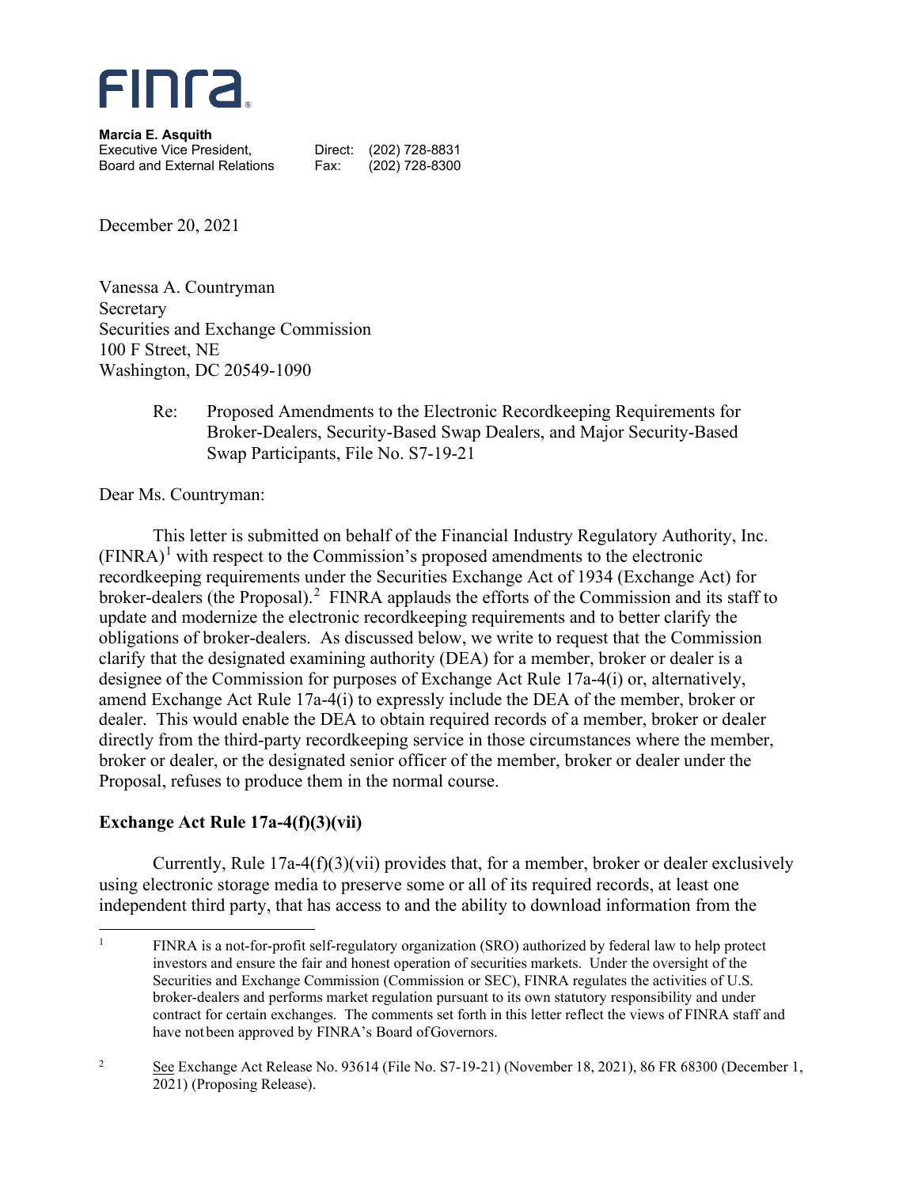FINRA

**Marcia E. Asquith**
Executive Vice President, Board and External Relations
Direct: (202) 728-8831
Fax: (202) 728-8300

December 20, 2021

Vanessa A. Countryman
Secretary
Securities and Exchange Commission
100 F Street, NE
Washington, DC 20549-1090

Re: Proposed Amendments to the Electronic Recordkeeping Requirements for Broker-Dealers, Security-Based Swap Dealers, and Major Security-Based Swap Participants, File No. S7-19-21

Dear Ms. Countryman:

This letter is submitted on behalf of the Financial Industry Regulatory Authority, Inc. (FINRA)[1] with respect to the Commission's proposed amendments to the electronic recordkeeping requirements under the Securities Exchange Act of 1934 (Exchange Act) for broker-dealers (the Proposal).[2] FINRA applauds the efforts of the Commission and its staff to update and modernize the electronic recordkeeping requirements and to better clarify the obligations of broker-dealers. As discussed below, we write to request that the Commission clarify that the designated examining authority (DEA) for a member, broker or dealer is a designee of the Commission for purposes of Exchange Act Rule 17a-4(i) or, alternatively, amend Exchange Act Rule 17a-4(i) to expressly include the DEA of the member, broker or dealer. This would enable the DEA to obtain required records of a member, broker or dealer directly from the third-party recordkeeping service in those circumstances where the member, broker or dealer, or the designated senior officer of the member, broker or dealer under the Proposal, refuses to produce them in the normal course.

**Exchange Act Rule 17a-4(f)(3)(vii)**

Currently, Rule 17a-4(f)(3)(vii) provides that, for a member, broker or dealer exclusively using electronic storage media to preserve some or all of its required records, at least one independent third party, that has access to and the ability to download information from the

---

[1] FINRA is a not-for-profit self-regulatory organization (SRO) authorized by federal law to help protect investors and ensure the fair and honest operation of securities markets. Under the oversight of the Securities and Exchange Commission (Commission or SEC), FINRA regulates the activities of U.S. broker-dealers and performs market regulation pursuant to its own statutory responsibility and under contract for certain exchanges. The comments set forth in this letter reflect the views of FINRA staff and have not been approved by FINRA's Board of Governors.

[2] See Exchange Act Release No. 93614 (File No. S7-19-21) (November 18, 2021), 86 FR 68300 (December 1, 2021) (Proposing Release).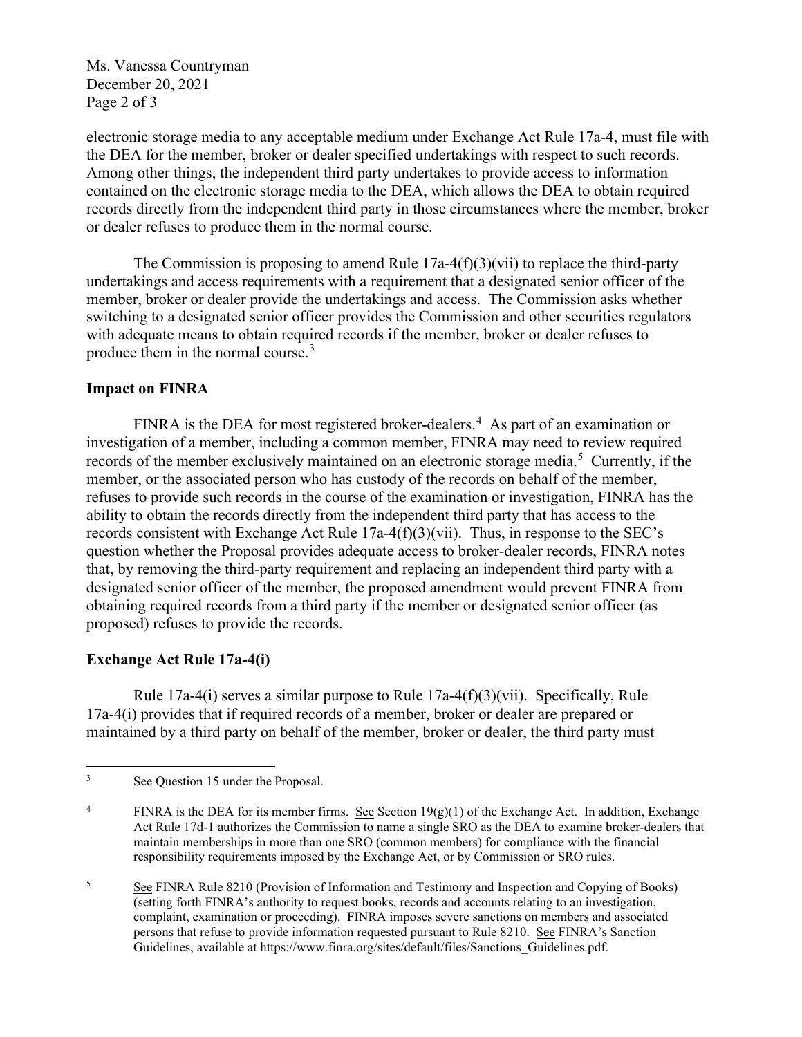electronic storage media to any acceptable medium under Exchange Act Rule 17a-4, must file with the DEA for the member, broker or dealer specified undertakings with respect to such records. Among other things, the independent third party undertakes to provide access to information contained on the electronic storage media to the DEA, which allows the DEA to obtain required records directly from the independent third party in those circumstances where the member, broker or dealer refuses to produce them in the normal course.

The Commission is proposing to amend Rule 17a-4(f)(3)(vii) to replace the third-party undertakings and access requirements with a requirement that a designated senior officer of the member, broker or dealer provide the undertakings and access. The Commission asks whether switching to a designated senior officer provides the Commission and other securities regulators with adequate means to obtain required records if the member, broker or dealer refuses to produce them in the normal course.[3]

**Impact on FINRA**

FINRA is the DEA for most registered broker-dealers.[4] As part of an examination or investigation of a member, including a common member, FINRA may need to review required records of the member exclusively maintained on an electronic storage media.[5] Currently, if the member, or the associated person who has custody of the records on behalf of the member, refuses to provide such records in the course of the examination or investigation, FINRA has the ability to obtain the records directly from the independent third party that has access to the records consistent with Exchange Act Rule 17a-4(f)(3)(vii). Thus, in response to the SEC's question whether the Proposal provides adequate access to broker-dealer records, FINRA notes that, by removing the third-party requirement and replacing an independent third party with a designated senior officer of the member, the proposed amendment would prevent FINRA from obtaining required records from a third party if the member or designated senior officer (as proposed) refuses to provide the records.

**Exchange Act Rule 17a-4(i)**

Rule 17a-4(i) serves a similar purpose to Rule 17a-4(f)(3)(vii). Specifically, Rule 17a-4(i) provides that if required records of a member, broker or dealer are prepared or maintained by a third party on behalf of the member, broker or dealer, the third party must

---

[3] See Question 15 under the Proposal.

[4] FINRA is the DEA for its member firms. See Section 19(g)(1) of the Exchange Act. In addition, Exchange Act Rule 17d-1 authorizes the Commission to name a single SRO as the DEA to examine broker-dealers that maintain memberships in more than one SRO (common members) for compliance with the financial responsibility requirements imposed by the Exchange Act, or by Commission or SRO rules.

[5] See FINRA Rule 8210 (Provision of Information and Testimony and Inspection and Copying of Books) (setting forth FINRA's authority to request books, records and accounts relating to an investigation, complaint, examination or proceeding). FINRA imposes severe sanctions on members and associated persons that refuse to provide information requested pursuant to Rule 8210. See FINRA's Sanction Guidelines, available at https://www.finra.org/sites/default/files/Sanctions_Guidelines.pdf.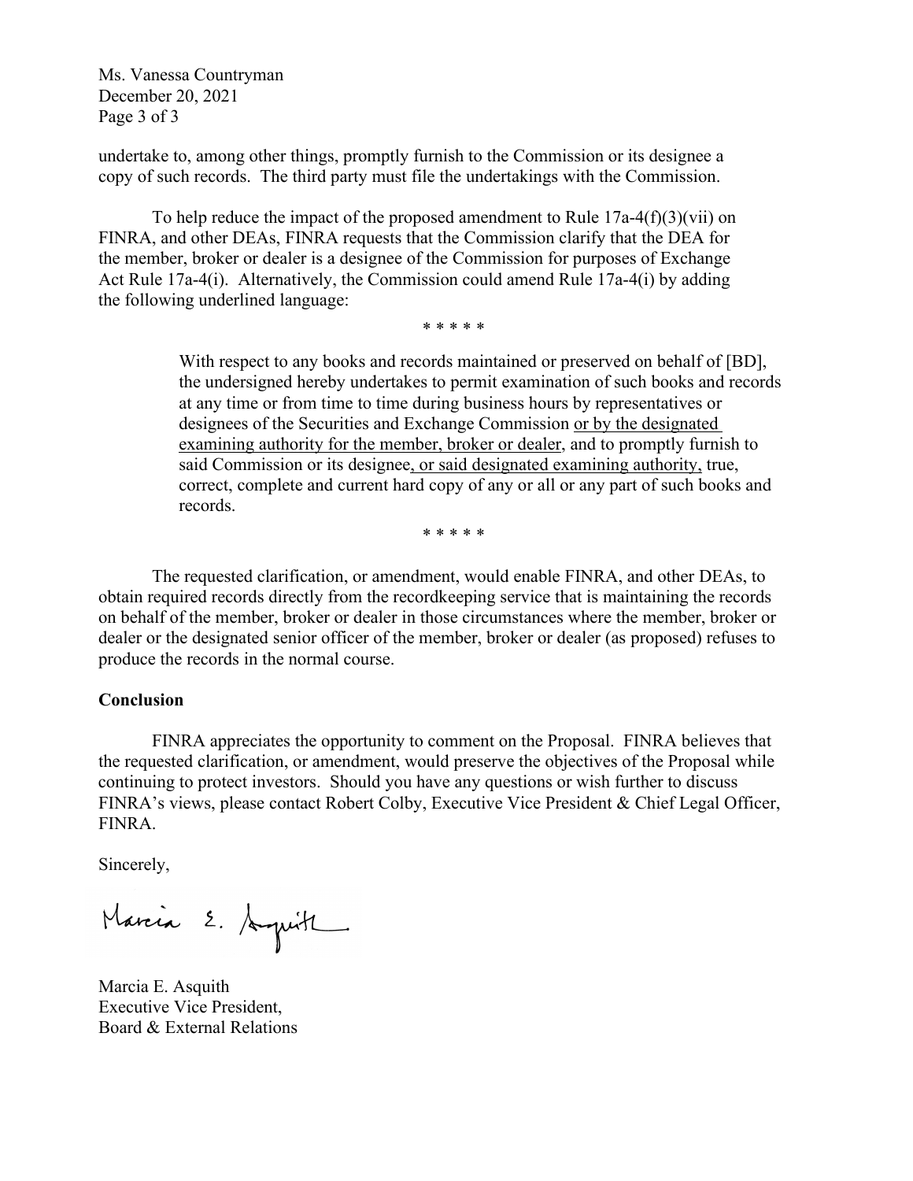undertake to, among other things, promptly furnish to the Commission or its designee a copy of such records. The third party must file the undertakings with the Commission.

To help reduce the impact of the proposed amendment to Rule 17a-4(f)(3)(vii) on FINRA, and other DEAs, FINRA requests that the Commission clarify that the DEA for the member, broker or dealer is a designee of the Commission for purposes of Exchange Act Rule 17a-4(i). Alternatively, the Commission could amend Rule 17a-4(i) by adding the following underlined language:

\* \* \* \* \*

> With respect to any books and records maintained or preserved on behalf of [BD], the undersigned hereby undertakes to permit examination of such books and records at any time or from time to time during business hours by representatives or designees of the Securities and Exchange Commission <u>or by the designated examining authority for the member, broker or dealer</u>, and to promptly furnish to said Commission or its designee<u>, or said designated examining authority,</u> true, correct, complete and current hard copy of any or all or any part of such books and records.

\* \* \* \* \*

The requested clarification, or amendment, would enable FINRA, and other DEAs, to obtain required records directly from the recordkeeping service that is maintaining the records on behalf of the member, broker or dealer in those circumstances where the member, broker or dealer or the designated senior officer of the member, broker or dealer (as proposed) refuses to produce the records in the normal course.

**Conclusion**

FINRA appreciates the opportunity to comment on the Proposal. FINRA believes that the requested clarification, or amendment, would preserve the objectives of the Proposal while continuing to protect investors. Should you have any questions or wish further to discuss FINRA's views, please contact Robert Colby, Executive Vice President & Chief Legal Officer, FINRA.

Sincerely,

Marcia E. Asquith

Marcia E. Asquith
Executive Vice President,
Board & External Relations